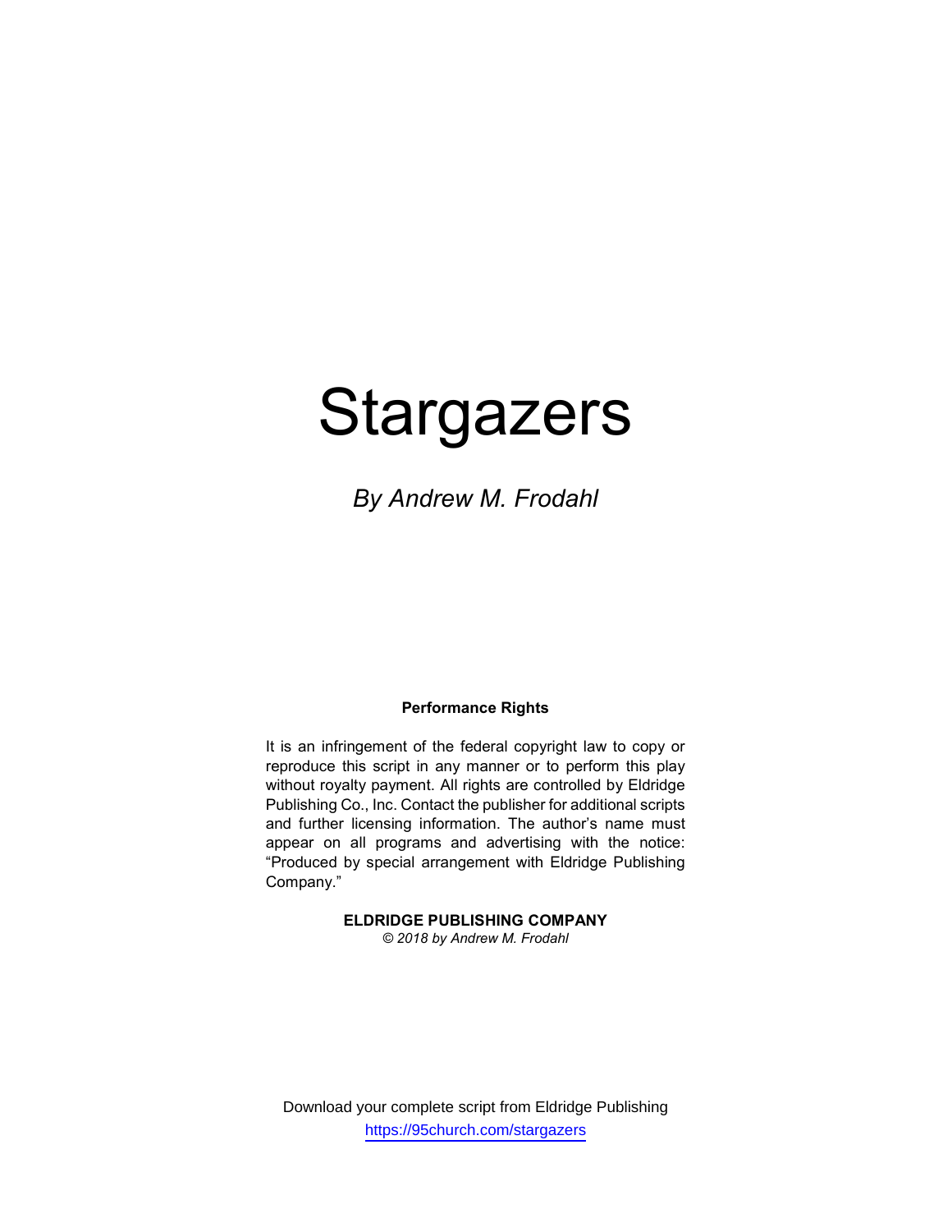# Stargazers

*By Andrew M. Frodahl*

**Performance Rights**

It is an infringement of the federal copyright law to copy or reproduce this script in any manner or to perform this play without royalty payment. All rights are controlled by Eldridge Publishing Co., Inc. Contact the publisher for additional scripts and further licensing information. The author's name must appear on all programs and advertising with the notice: "Produced by special arrangement with Eldridge Publishing Company."

**ELDRIDGE PUBLISHING COMPANY**
*© 2018 by Andrew M. Frodahl*

Download your complete script from Eldridge Publishing
https://95church.com/stargazers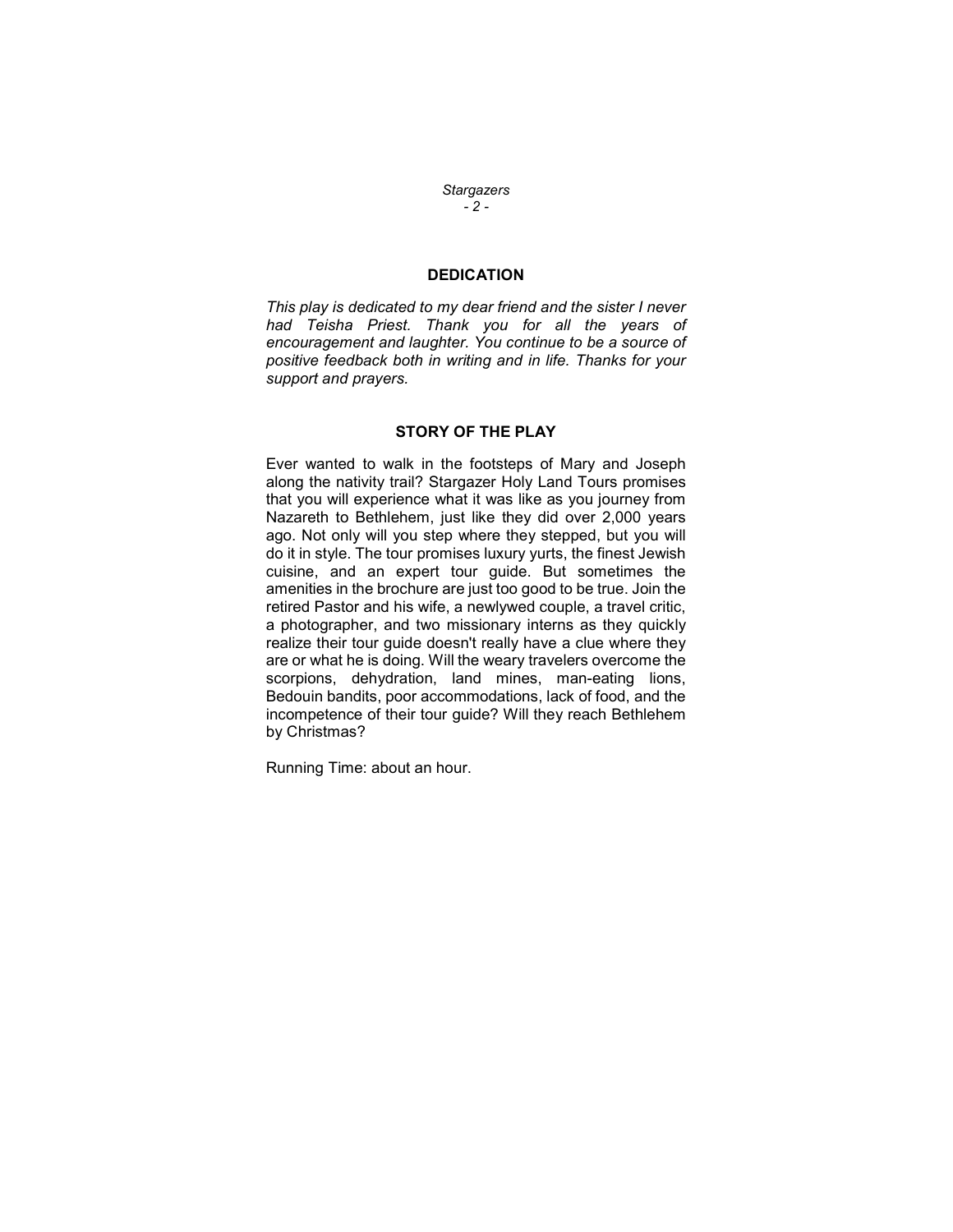## DEDICATION

*This play is dedicated to my dear friend and the sister I never had Teisha Priest. Thank you for all the years of encouragement and laughter. You continue to be a source of positive feedback both in writing and in life. Thanks for your support and prayers.*

## STORY OF THE PLAY

Ever wanted to walk in the footsteps of Mary and Joseph along the nativity trail? Stargazer Holy Land Tours promises that you will experience what it was like as you journey from Nazareth to Bethlehem, just like they did over 2,000 years ago. Not only will you step where they stepped, but you will do it in style. The tour promises luxury yurts, the finest Jewish cuisine, and an expert tour guide. But sometimes the amenities in the brochure are just too good to be true. Join the retired Pastor and his wife, a newlywed couple, a travel critic, a photographer, and two missionary interns as they quickly realize their tour guide doesn't really have a clue where they are or what he is doing. Will the weary travelers overcome the scorpions, dehydration, land mines, man-eating lions, Bedouin bandits, poor accommodations, lack of food, and the incompetence of their tour guide? Will they reach Bethlehem by Christmas?

Running Time: about an hour.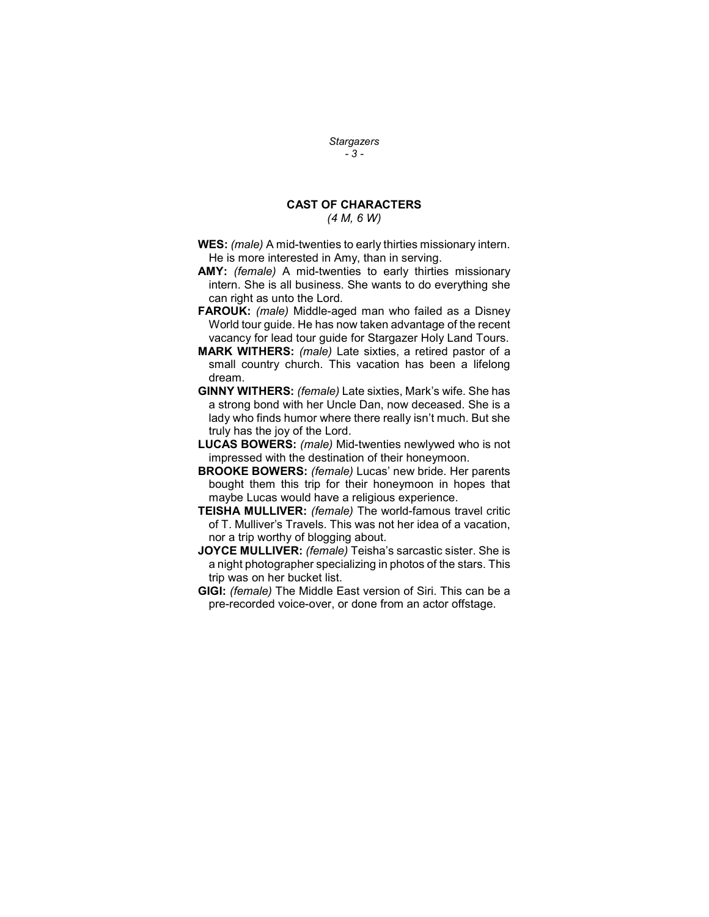## CAST OF CHARACTERS

*(4 M, 6 W)*

**WES:** *(male)* A mid-twenties to early thirties missionary intern. He is more interested in Amy, than in serving.

**AMY:** *(female)* A mid-twenties to early thirties missionary intern. She is all business. She wants to do everything she can right as unto the Lord.

**FAROUK:** *(male)* Middle-aged man who failed as a Disney World tour guide. He has now taken advantage of the recent vacancy for lead tour guide for Stargazer Holy Land Tours.

**MARK WITHERS:** *(male)* Late sixties, a retired pastor of a small country church. This vacation has been a lifelong dream.

**GINNY WITHERS:** *(female)* Late sixties, Mark's wife. She has a strong bond with her Uncle Dan, now deceased. She is a lady who finds humor where there really isn't much. But she truly has the joy of the Lord.

**LUCAS BOWERS:** *(male)* Mid-twenties newlywed who is not impressed with the destination of their honeymoon.

**BROOKE BOWERS:** *(female)* Lucas' new bride. Her parents bought them this trip for their honeymoon in hopes that maybe Lucas would have a religious experience.

**TEISHA MULLIVER:** *(female)* The world-famous travel critic of T. Mulliver's Travels. This was not her idea of a vacation, nor a trip worthy of blogging about.

**JOYCE MULLIVER:** *(female)* Teisha's sarcastic sister. She is a night photographer specializing in photos of the stars. This trip was on her bucket list.

**GIGI:** *(female)* The Middle East version of Siri. This can be a pre-recorded voice-over, or done from an actor offstage.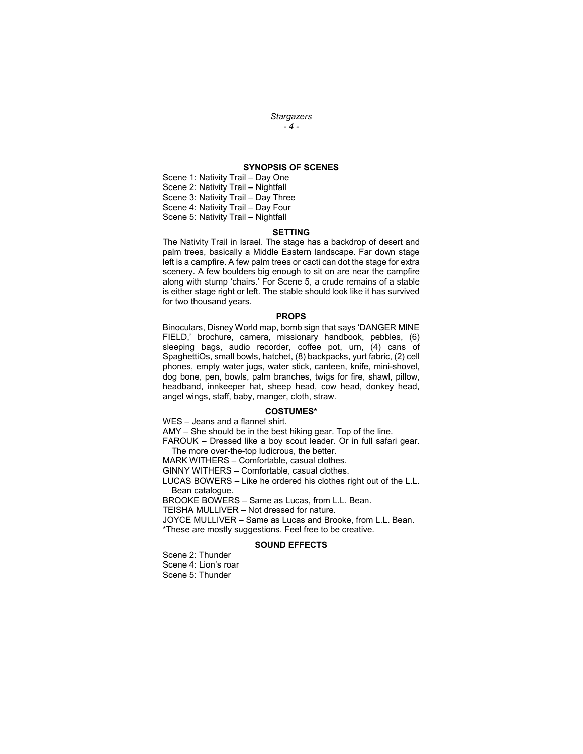## SYNOPSIS OF SCENES

Scene 1: Nativity Trail – Day One
Scene 2: Nativity Trail – Nightfall
Scene 3: Nativity Trail – Day Three
Scene 4: Nativity Trail – Day Four
Scene 5: Nativity Trail – Nightfall

## SETTING

The Nativity Trail in Israel. The stage has a backdrop of desert and palm trees, basically a Middle Eastern landscape. Far down stage left is a campfire. A few palm trees or cacti can dot the stage for extra scenery. A few boulders big enough to sit on are near the campfire along with stump 'chairs.' For Scene 5, a crude remains of a stable is either stage right or left. The stable should look like it has survived for two thousand years.

## PROPS

Binoculars, Disney World map, bomb sign that says 'DANGER MINE FIELD,' brochure, camera, missionary handbook, pebbles, (6) sleeping bags, audio recorder, coffee pot, urn, (4) cans of SpaghettiOs, small bowls, hatchet, (8) backpacks, yurt fabric, (2) cell phones, empty water jugs, water stick, canteen, knife, mini-shovel, dog bone, pen, bowls, palm branches, twigs for fire, shawl, pillow, headband, innkeeper hat, sheep head, cow head, donkey head, angel wings, staff, baby, manger, cloth, straw.

## COSTUMES*

WES – Jeans and a flannel shirt.
AMY – She should be in the best hiking gear. Top of the line.
FAROUK – Dressed like a boy scout leader. Or in full safari gear. The more over-the-top ludicrous, the better.
MARK WITHERS – Comfortable, casual clothes.
GINNY WITHERS – Comfortable, casual clothes.
LUCAS BOWERS – Like he ordered his clothes right out of the L.L. Bean catalogue.
BROOKE BOWERS – Same as Lucas, from L.L. Bean.
TEISHA MULLIVER – Not dressed for nature.
JOYCE MULLIVER – Same as Lucas and Brooke, from L.L. Bean.
*These are mostly suggestions. Feel free to be creative.

## SOUND EFFECTS

Scene 2: Thunder
Scene 4: Lion's roar
Scene 5: Thunder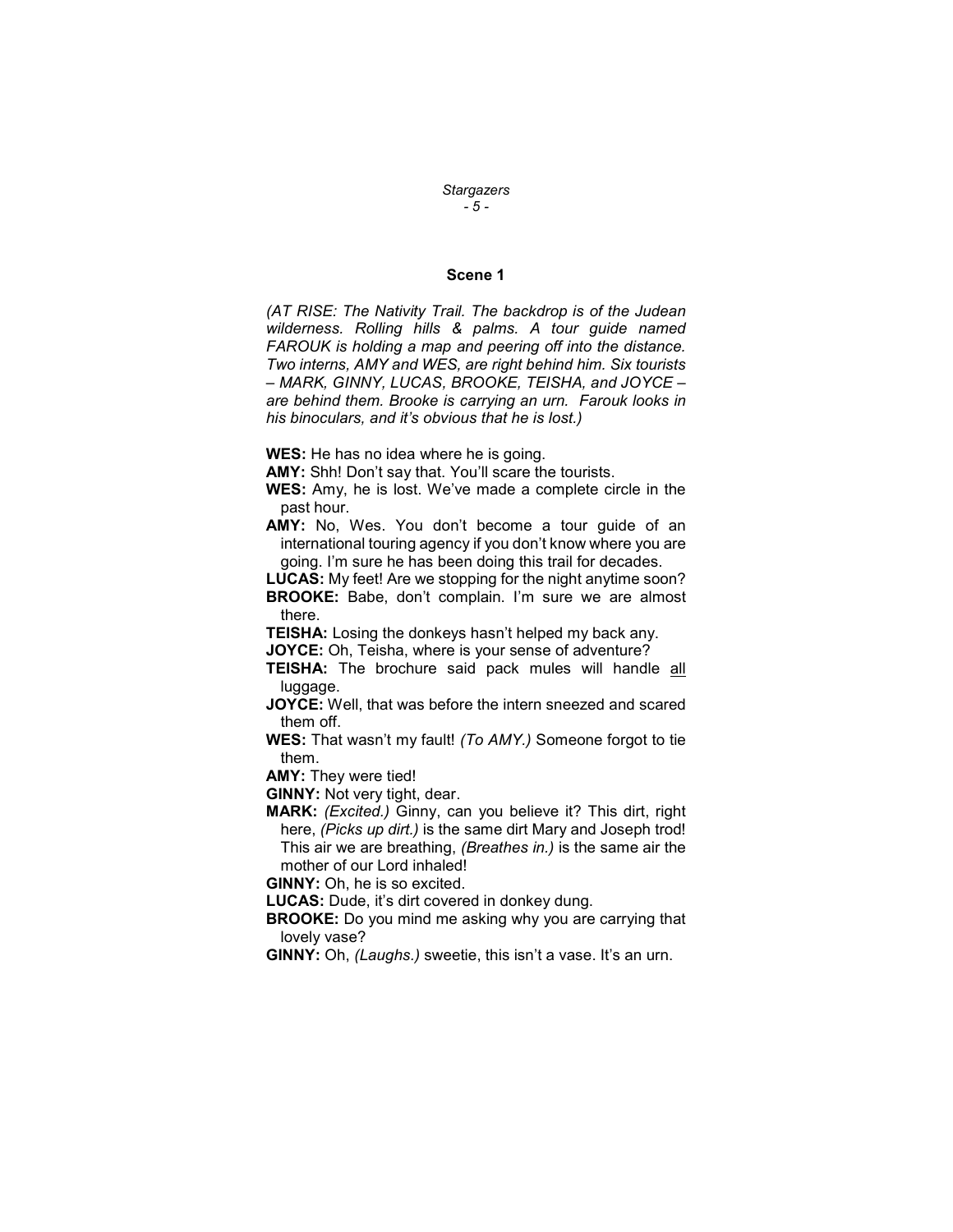## Scene 1

*(AT RISE: The Nativity Trail. The backdrop is of the Judean wilderness. Rolling hills & palms. A tour guide named FAROUK is holding a map and peering off into the distance. Two interns, AMY and WES, are right behind him. Six tourists – MARK, GINNY, LUCAS, BROOKE, TEISHA, and JOYCE – are behind them. Brooke is carrying an urn. Farouk looks in his binoculars, and it's obvious that he is lost.)*

**WES:** He has no idea where he is going.

**AMY:** Shh! Don't say that. You'll scare the tourists.

**WES:** Amy, he is lost. We've made a complete circle in the past hour.

**AMY:** No, Wes. You don't become a tour guide of an international touring agency if you don't know where you are going. I'm sure he has been doing this trail for decades.

**LUCAS:** My feet! Are we stopping for the night anytime soon?

**BROOKE:** Babe, don't complain. I'm sure we are almost there.

**TEISHA:** Losing the donkeys hasn't helped my back any.

**JOYCE:** Oh, Teisha, where is your sense of adventure?

**TEISHA:** The brochure said pack mules will handle <u>all</u> luggage.

**JOYCE:** Well, that was before the intern sneezed and scared them off.

**WES:** That wasn't my fault! *(To AMY.)* Someone forgot to tie them.

**AMY:** They were tied!

**GINNY:** Not very tight, dear.

**MARK:** *(Excited.)* Ginny, can you believe it? This dirt, right here, *(Picks up dirt.)* is the same dirt Mary and Joseph trod! This air we are breathing, *(Breathes in.)* is the same air the mother of our Lord inhaled!

**GINNY:** Oh, he is so excited.

**LUCAS:** Dude, it's dirt covered in donkey dung.

**BROOKE:** Do you mind me asking why you are carrying that lovely vase?

**GINNY:** Oh, *(Laughs.)* sweetie, this isn't a vase. It's an urn.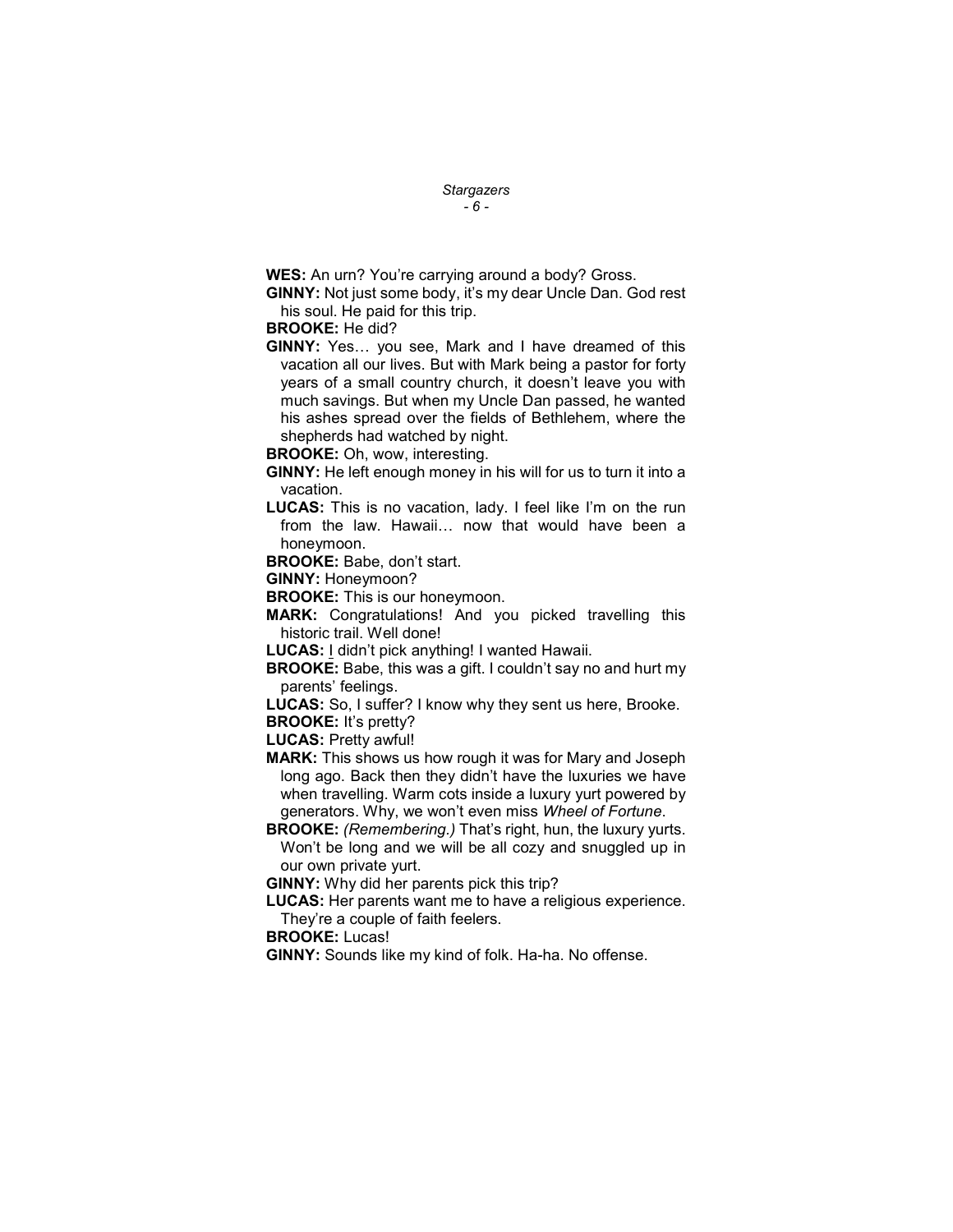**WES:** An urn? You're carrying around a body? Gross.

**GINNY:** Not just some body, it's my dear Uncle Dan. God rest his soul. He paid for this trip.

**BROOKE:** He did?

**GINNY:** Yes… you see, Mark and I have dreamed of this vacation all our lives. But with Mark being a pastor for forty years of a small country church, it doesn't leave you with much savings. But when my Uncle Dan passed, he wanted his ashes spread over the fields of Bethlehem, where the shepherds had watched by night.

**BROOKE:** Oh, wow, interesting.

**GINNY:** He left enough money in his will for us to turn it into a vacation.

**LUCAS:** This is no vacation, lady. I feel like I'm on the run from the law. Hawaii… now that would have been a honeymoon.

**BROOKE:** Babe, don't start.

**GINNY:** Honeymoon?

**BROOKE:** This is our honeymoon.

**MARK:** Congratulations! And you picked travelling this historic trail. Well done!

**LUCAS:** <u>I</u> didn't pick anything! I wanted Hawaii.

**BROOKE:** Babe, this was a gift. I couldn't say no and hurt my parents' feelings.

**LUCAS:** So, I suffer? I know why they sent us here, Brooke.

**BROOKE:** It's pretty?

**LUCAS:** Pretty awful!

**MARK:** This shows us how rough it was for Mary and Joseph long ago. Back then they didn't have the luxuries we have when travelling. Warm cots inside a luxury yurt powered by generators. Why, we won't even miss *Wheel of Fortune*.

**BROOKE:** *(Remembering.)* That's right, hun, the luxury yurts. Won't be long and we will be all cozy and snuggled up in our own private yurt.

**GINNY:** Why did her parents pick this trip?

**LUCAS:** Her parents want me to have a religious experience. They're a couple of faith feelers.

**BROOKE:** Lucas!

**GINNY:** Sounds like my kind of folk. Ha-ha. No offense.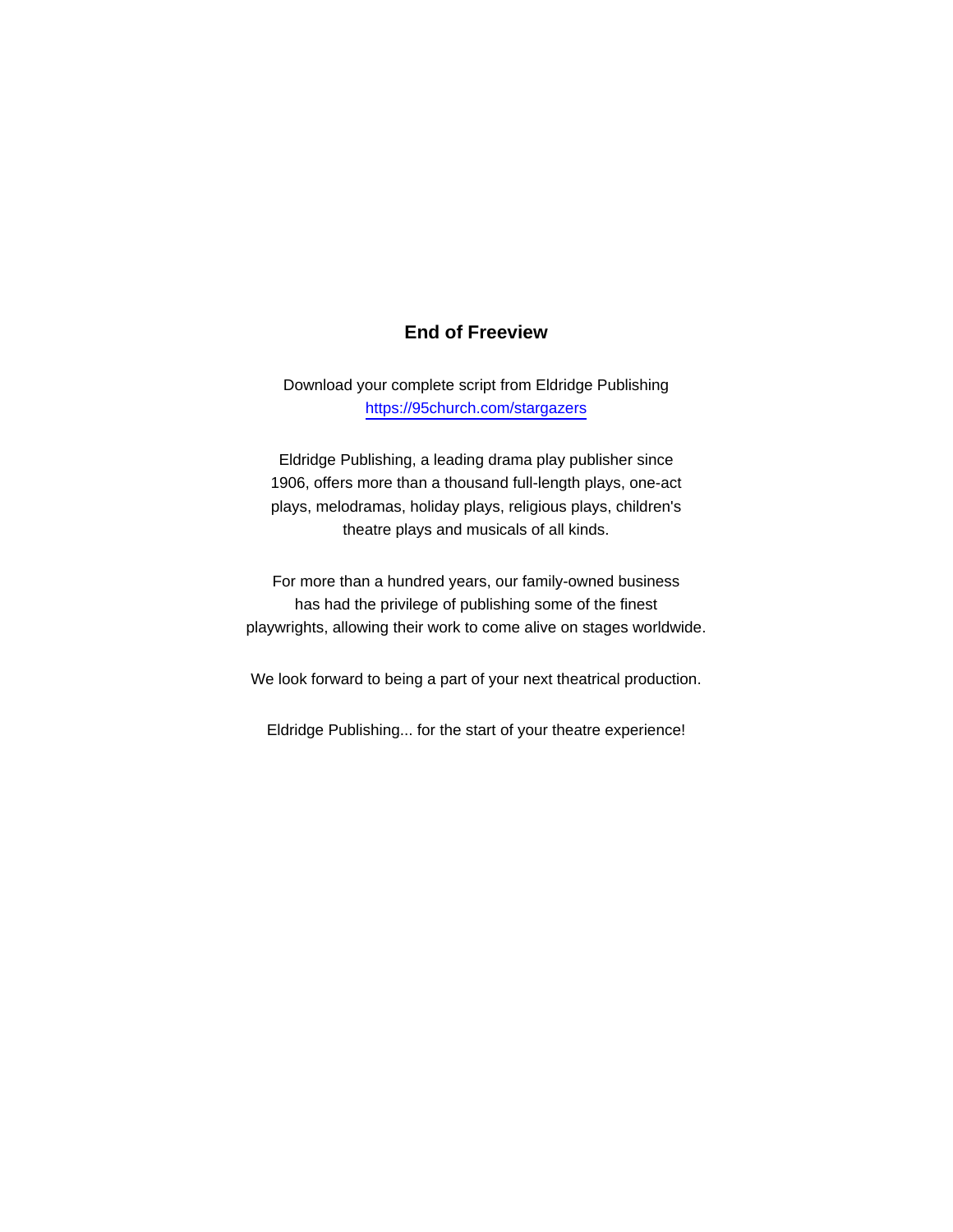**End of Freeview**

Download your complete script from Eldridge Publishing
[https://95church.com/stargazers](https://95church.com/stargazers)

Eldridge Publishing, a leading drama play publisher since 1906, offers more than a thousand full-length plays, one-act plays, melodramas, holiday plays, religious plays, children's theatre plays and musicals of all kinds.

For more than a hundred years, our family-owned business has had the privilege of publishing some of the finest playwrights, allowing their work to come alive on stages worldwide.

We look forward to being a part of your next theatrical production.

Eldridge Publishing... for the start of your theatre experience!